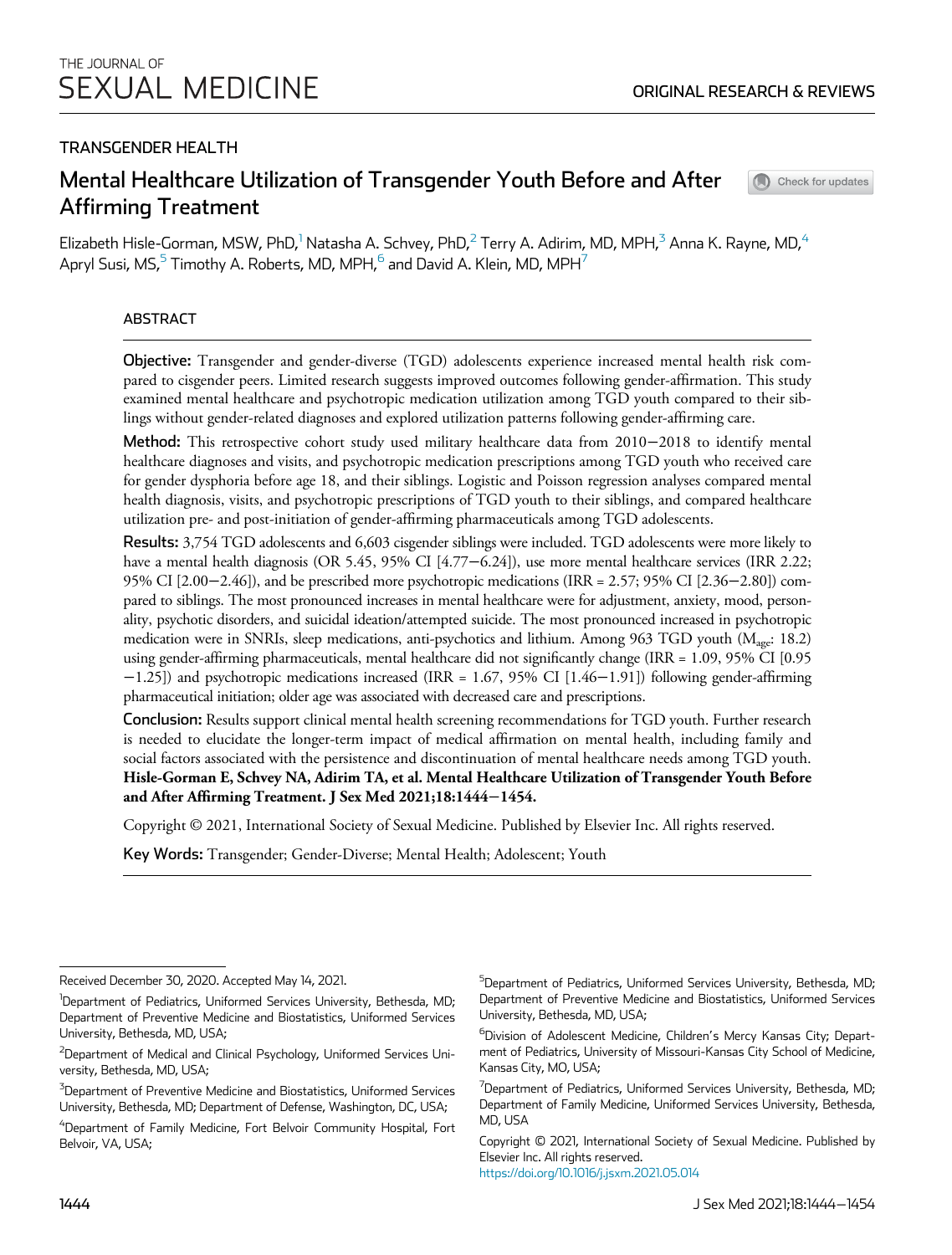THE JOURNAL OF
SEXUAL MEDICINE

ORIGINAL RESEARCH & REVIEWS

TRANSGENDER HEALTH

# Mental Healthcare Utilization of Transgender Youth Before and After Affirming Treatment

Elizabeth Hisle-Gorman, MSW, PhD,[1] Natasha A. Schvey, PhD,[2] Terry A. Adirim, MD, MPH,[3] Anna K. Rayne, MD,[4] Apryl Susi, MS,[5] Timothy A. Roberts, MD, MPH,[6] and David A. Klein, MD, MPH[7]

## ABSTRACT

**Objective:** Transgender and gender-diverse (TGD) adolescents experience increased mental health risk compared to cisgender peers. Limited research suggests improved outcomes following gender-affirmation. This study examined mental healthcare and psychotropic medication utilization among TGD youth compared to their siblings without gender-related diagnoses and explored utilization patterns following gender-affirming care.

**Method:** This retrospective cohort study used military healthcare data from 2010−2018 to identify mental healthcare diagnoses and visits, and psychotropic medication prescriptions among TGD youth who received care for gender dysphoria before age 18, and their siblings. Logistic and Poisson regression analyses compared mental health diagnosis, visits, and psychotropic prescriptions of TGD youth to their siblings, and compared healthcare utilization pre- and post-initiation of gender-affirming pharmaceuticals among TGD adolescents.

**Results:** 3,754 TGD adolescents and 6,603 cisgender siblings were included. TGD adolescents were more likely to have a mental health diagnosis (OR 5.45, 95% CI [4.77−6.24]), use more mental healthcare services (IRR 2.22; 95% CI [2.00−2.46]), and be prescribed more psychotropic medications (IRR = 2.57; 95% CI [2.36−2.80]) compared to siblings. The most pronounced increases in mental healthcare were for adjustment, anxiety, mood, personality, psychotic disorders, and suicidal ideation/attempted suicide. The most pronounced increased in psychotropic medication were in SNRIs, sleep medications, anti-psychotics and lithium. Among 963 TGD youth ($M_{age}$: 18.2) using gender-affirming pharmaceuticals, mental healthcare did not significantly change (IRR = 1.09, 95% CI [0.95−1.25]) and psychotropic medications increased (IRR = 1.67, 95% CI [1.46−1.91]) following gender-affirming pharmaceutical initiation; older age was associated with decreased care and prescriptions.

**Conclusion:** Results support clinical mental health screening recommendations for TGD youth. Further research is needed to elucidate the longer-term impact of medical affirmation on mental health, including family and social factors associated with the persistence and discontinuation of mental healthcare needs among TGD youth. **Hisle-Gorman E, Schvey NA, Adirim TA, et al. Mental Healthcare Utilization of Transgender Youth Before and After Affirming Treatment. J Sex Med 2021;18:1444−1454.**

Copyright © 2021, International Society of Sexual Medicine. Published by Elsevier Inc. All rights reserved.

**Key Words:** Transgender; Gender-Diverse; Mental Health; Adolescent; Youth

---

Received December 30, 2020. Accepted May 14, 2021.

[1]Department of Pediatrics, Uniformed Services University, Bethesda, MD; Department of Preventive Medicine and Biostatistics, Uniformed Services University, Bethesda, MD, USA;

[2]Department of Medical and Clinical Psychology, Uniformed Services University, Bethesda, MD, USA;

[3]Department of Preventive Medicine and Biostatistics, Uniformed Services University, Bethesda, MD; Department of Defense, Washington, DC, USA;

[4]Department of Family Medicine, Fort Belvoir Community Hospital, Fort Belvoir, VA, USA;

[5]Department of Pediatrics, Uniformed Services University, Bethesda, MD; Department of Preventive Medicine and Biostatistics, Uniformed Services University, Bethesda, MD, USA;

[6]Division of Adolescent Medicine, Children's Mercy Kansas City; Department of Pediatrics, University of Missouri-Kansas City School of Medicine, Kansas City, MO, USA;

[7]Department of Pediatrics, Uniformed Services University, Bethesda, MD; Department of Family Medicine, Uniformed Services University, Bethesda, MD, USA

Copyright © 2021, International Society of Sexual Medicine. Published by Elsevier Inc. All rights reserved.
https://doi.org/10.1016/j.jsxm.2021.05.014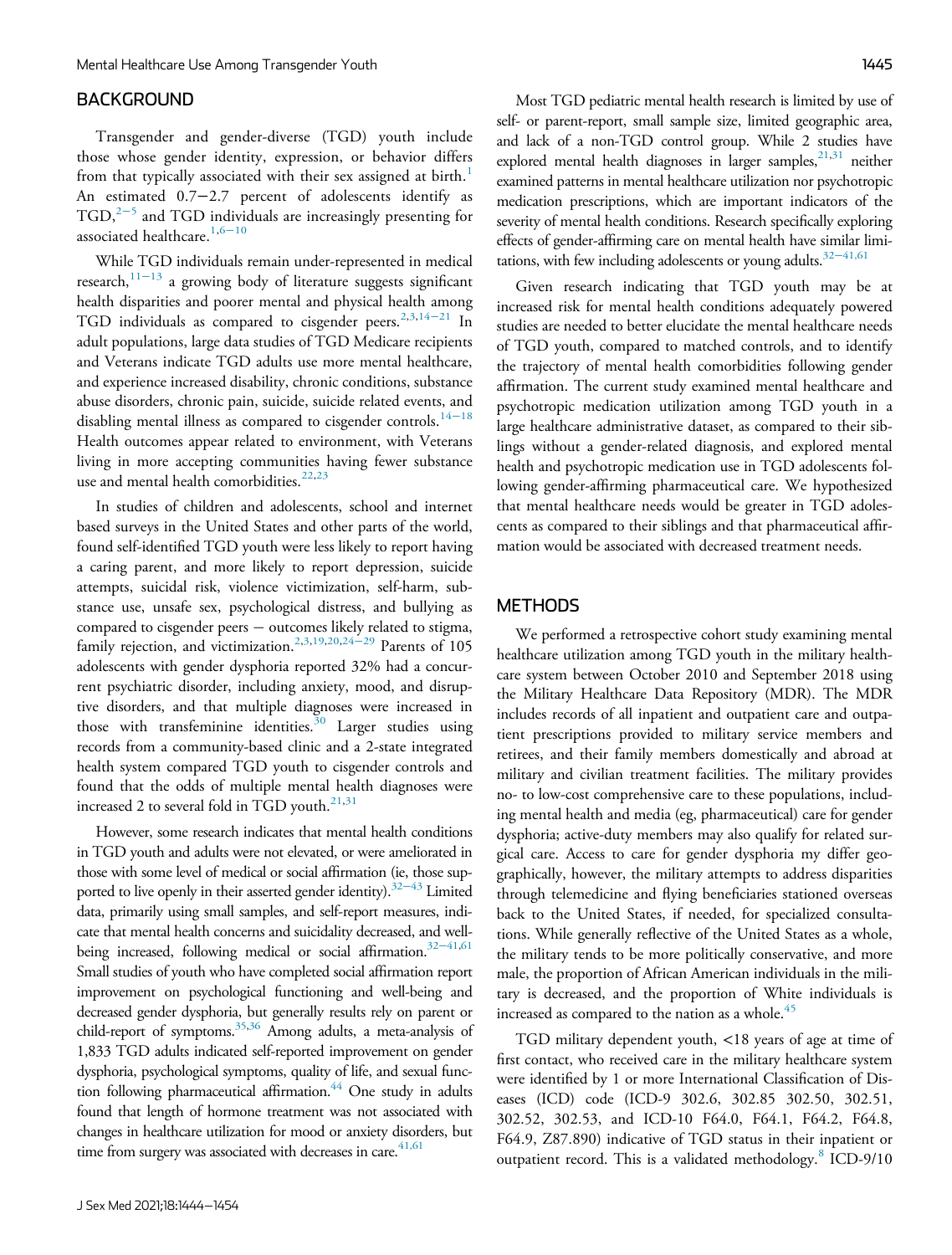## BACKGROUND

Transgender and gender-diverse (TGD) youth include those whose gender identity, expression, or behavior differs from that typically associated with their sex assigned at birth.[1] An estimated 0.7−2.7 percent of adolescents identify as TGD,[2−5] and TGD individuals are increasingly presenting for associated healthcare.[1,6−10]

While TGD individuals remain under-represented in medical research,[11−13] a growing body of literature suggests significant health disparities and poorer mental and physical health among TGD individuals as compared to cisgender peers.[2,3,14−21] In adult populations, large data studies of TGD Medicare recipients and Veterans indicate TGD adults use more mental healthcare, and experience increased disability, chronic conditions, substance abuse disorders, chronic pain, suicide, suicide related events, and disabling mental illness as compared to cisgender controls.[14−18] Health outcomes appear related to environment, with Veterans living in more accepting communities having fewer substance use and mental health comorbidities.[22,23]

In studies of children and adolescents, school and internet based surveys in the United States and other parts of the world, found self-identified TGD youth were less likely to report having a caring parent, and more likely to report depression, suicide attempts, suicidal risk, violence victimization, self-harm, substance use, unsafe sex, psychological distress, and bullying as compared to cisgender peers − outcomes likely related to stigma, family rejection, and victimization.[2,3,19,20,24−29] Parents of 105 adolescents with gender dysphoria reported 32% had a concurrent psychiatric disorder, including anxiety, mood, and disruptive disorders, and that multiple diagnoses were increased in those with transfeminine identities.[30] Larger studies using records from a community-based clinic and a 2-state integrated health system compared TGD youth to cisgender controls and found that the odds of multiple mental health diagnoses were increased 2 to several fold in TGD youth.[21,31]

However, some research indicates that mental health conditions in TGD youth and adults were not elevated, or were ameliorated in those with some level of medical or social affirmation (ie, those supported to live openly in their asserted gender identity).[32−43] Limited data, primarily using small samples, and self-report measures, indicate that mental health concerns and suicidality decreased, and well-being increased, following medical or social affirmation.[32−41,61] Small studies of youth who have completed social affirmation report improvement on psychological functioning and well-being and decreased gender dysphoria, but generally results rely on parent or child-report of symptoms.[35,36] Among adults, a meta-analysis of 1,833 TGD adults indicated self-reported improvement on gender dysphoria, psychological symptoms, quality of life, and sexual function following pharmaceutical affirmation.[44] One study in adults found that length of hormone treatment was not associated with changes in healthcare utilization for mood or anxiety disorders, but time from surgery was associated with decreases in care.[41,61]

Most TGD pediatric mental health research is limited by use of self- or parent-report, small sample size, limited geographic area, and lack of a non-TGD control group. While 2 studies have explored mental health diagnoses in larger samples,[21,31] neither examined patterns in mental healthcare utilization nor psychotropic medication prescriptions, which are important indicators of the severity of mental health conditions. Research specifically exploring effects of gender-affirming care on mental health have similar limitations, with few including adolescents or young adults.[32−41,61]

Given research indicating that TGD youth may be at increased risk for mental health conditions adequately powered studies are needed to better elucidate the mental healthcare needs of TGD youth, compared to matched controls, and to identify the trajectory of mental health comorbidities following gender affirmation. The current study examined mental healthcare and psychotropic medication utilization among TGD youth in a large healthcare administrative dataset, as compared to their siblings without a gender-related diagnosis, and explored mental health and psychotropic medication use in TGD adolescents following gender-affirming pharmaceutical care. We hypothesized that mental healthcare needs would be greater in TGD adolescents as compared to their siblings and that pharmaceutical affirmation would be associated with decreased treatment needs.

## METHODS

We performed a retrospective cohort study examining mental healthcare utilization among TGD youth in the military healthcare system between October 2010 and September 2018 using the Military Healthcare Data Repository (MDR). The MDR includes records of all inpatient and outpatient care and outpatient prescriptions provided to military service members and retirees, and their family members domestically and abroad at military and civilian treatment facilities. The military provides no- to low-cost comprehensive care to these populations, including mental health and media (eg, pharmaceutical) care for gender dysphoria; active-duty members may also qualify for related surgical care. Access to care for gender dysphoria my differ geographically, however, the military attempts to address disparities through telemedicine and flying beneficiaries stationed overseas back to the United States, if needed, for specialized consultations. While generally reflective of the United States as a whole, the military tends to be more politically conservative, and more male, the proportion of African American individuals in the military is decreased, and the proportion of White individuals is increased as compared to the nation as a whole.[45]

TGD military dependent youth, <18 years of age at time of first contact, who received care in the military healthcare system were identified by 1 or more International Classification of Diseases (ICD) code (ICD-9 302.6, 302.85 302.50, 302.51, 302.52, 302.53, and ICD-10 F64.0, F64.1, F64.2, F64.8, F64.9, Z87.890) indicative of TGD status in their inpatient or outpatient record. This is a validated methodology.[8] ICD-9/10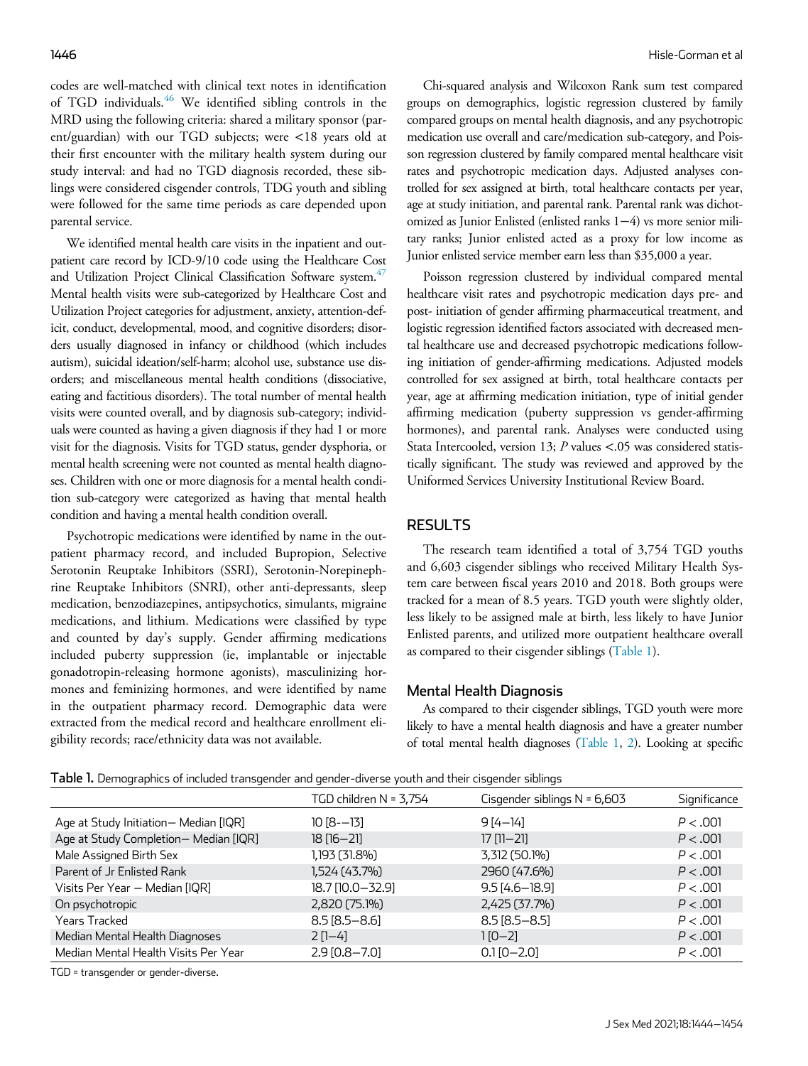codes are well-matched with clinical text notes in identification of TGD individuals.[46] We identified sibling controls in the MRD using the following criteria: shared a military sponsor (parent/guardian) with our TGD subjects; were <18 years old at their first encounter with the military health system during our study interval: and had no TGD diagnosis recorded, these siblings were considered cisgender controls, TDG youth and sibling were followed for the same time periods as care depended upon parental service.

We identified mental health care visits in the inpatient and outpatient care record by ICD-9/10 code using the Healthcare Cost and Utilization Project Clinical Classification Software system.[47] Mental health visits were sub-categorized by Healthcare Cost and Utilization Project categories for adjustment, anxiety, attention-deficit, conduct, developmental, mood, and cognitive disorders; disorders usually diagnosed in infancy or childhood (which includes autism), suicidal ideation/self-harm; alcohol use, substance use disorders; and miscellaneous mental health conditions (dissociative, eating and factitious disorders). The total number of mental health visits were counted overall, and by diagnosis sub-category; individuals were counted as having a given diagnosis if they had 1 or more visit for the diagnosis. Visits for TGD status, gender dysphoria, or mental health screening were not counted as mental health diagnoses. Children with one or more diagnosis for a mental health condition sub-category were categorized as having that mental health condition and having a mental health condition overall.

Psychotropic medications were identified by name in the outpatient pharmacy record, and included Bupropion, Selective Serotonin Reuptake Inhibitors (SSRI), Serotonin-Norepinephrine Reuptake Inhibitors (SNRI), other anti-depressants, sleep medication, benzodiazepines, antipsychotics, simulants, migraine medications, and lithium. Medications were classified by type and counted by day's supply. Gender affirming medications included puberty suppression (ie, implantable or injectable gonadotropin-releasing hormone agonists), masculinizing hormones and feminizing hormones, and were identified by name in the outpatient pharmacy record. Demographic data were extracted from the medical record and healthcare enrollment eligibility records; race/ethnicity data was not available.

Chi-squared analysis and Wilcoxon Rank sum test compared groups on demographics, logistic regression clustered by family compared groups on mental health diagnosis, and any psychotropic medication use overall and care/medication sub-category, and Poisson regression clustered by family compared mental healthcare visit rates and psychotropic medication days. Adjusted analyses controlled for sex assigned at birth, total healthcare contacts per year, age at study initiation, and parental rank. Parental rank was dichotomized as Junior Enlisted (enlisted ranks 1−4) vs more senior military ranks; Junior enlisted acted as a proxy for low income as Junior enlisted service member earn less than $35,000 a year.

Poisson regression clustered by individual compared mental healthcare visit rates and psychotropic medication days pre- and post- initiation of gender affirming pharmaceutical treatment, and logistic regression identified factors associated with decreased mental healthcare use and decreased psychotropic medications following initiation of gender-affirming medications. Adjusted models controlled for sex assigned at birth, total healthcare contacts per year, age at affirming medication initiation, type of initial gender affirming medication (puberty suppression vs gender-affirming hormones), and parental rank. Analyses were conducted using Stata Intercooled, version 13; *P* values <.05 was considered statistically significant. The study was reviewed and approved by the Uniformed Services University Institutional Review Board.

## RESULTS

The research team identified a total of 3,754 TGD youths and 6,603 cisgender siblings who received Military Health System care between fiscal years 2010 and 2018. Both groups were tracked for a mean of 8.5 years. TGD youth were slightly older, less likely to be assigned male at birth, less likely to have Junior Enlisted parents, and utilized more outpatient healthcare overall as compared to their cisgender siblings (Table 1).

### Mental Health Diagnosis

As compared to their cisgender siblings, TGD youth were more likely to have a mental health diagnosis and have a greater number of total mental health diagnoses (Table 1, 2). Looking at specific

**Table 1.** Demographics of included transgender and gender-diverse youth and their cisgender siblings

| | TGD children N = 3,754 | Cisgender siblings N = 6,603 | Significance |
|---|---|---|---|
| Age at Study Initiation— Median [IQR] | 10 [8-−13] | 9 [4−14] | $P < .001$ |
| Age at Study Completion— Median [IQR] | 18 [16−21] | 17 [11−21] | $P < .001$ |
| Male Assigned Birth Sex | 1,193 (31.8%) | 3,312 (50.1%) | $P < .001$ |
| Parent of Jr Enlisted Rank | 1,524 (43.7%) | 2960 (47.6%) | $P < .001$ |
| Visits Per Year – Median [IQR] | 18.7 [10.0−32.9] | 9.5 [4.6−18.9] | $P < .001$ |
| On psychotropic | 2,820 (75.1%) | 2,425 (37.7%) | $P < .001$ |
| Years Tracked | 8.5 [8.5−8.6] | 8.5 [8.5−8.5] | $P < .001$ |
| Median Mental Health Diagnoses | 2 [1−4] | 1 [0−2] | $P < .001$ |
| Median Mental Health Visits Per Year | 2.9 [0.8−7.0] | 0.1 [0−2.0] | $P < .001$ |

TGD = transgender or gender-diverse.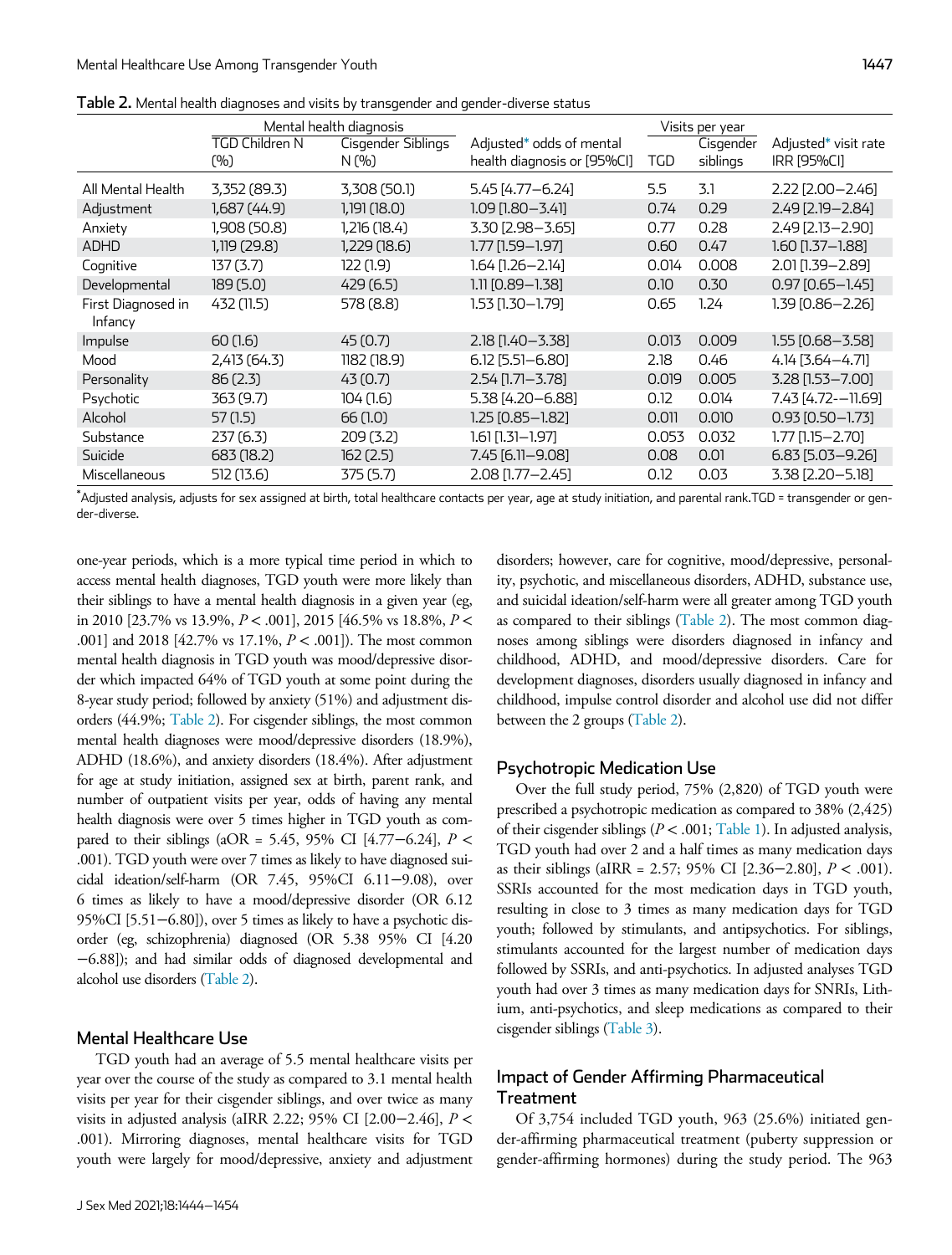**Table 2.** Mental health diagnoses and visits by transgender and gender-diverse status

| | Mental health diagnosis | | | Visits per year | | |
|---|---|---|---|---|---|---|
| | TGD Children N (%) | Cisgender Siblings N (%) | Adjusted* odds of mental health diagnosis or [95%CI] | TGD | Cisgender siblings | Adjusted* visit rate IRR [95%CI] |
| All Mental Health | 3,352 (89.3) | 3,308 (50.1) | 5.45 [4.77−6.24] | 5.5 | 3.1 | 2.22 [2.00−2.46] |
| Adjustment | 1,687 (44.9) | 1,191 (18.0) | 1.09 [1.80−3.41] | 0.74 | 0.29 | 2.49 [2.19−2.84] |
| Anxiety | 1,908 (50.8) | 1,216 (18.4) | 3.30 [2.98−3.65] | 0.77 | 0.28 | 2.49 [2.13−2.90] |
| ADHD | 1,119 (29.8) | 1,229 (18.6) | 1.77 [1.59−1.97] | 0.60 | 0.47 | 1.60 [1.37−1.88] |
| Cognitive | 137 (3.7) | 122 (1.9) | 1.64 [1.26−2.14] | 0.014 | 0.008 | 2.01 [1.39−2.89] |
| Developmental | 189 (5.0) | 429 (6.5) | 1.11 [0.89−1.38] | 0.10 | 0.30 | 0.97 [0.65−1.45] |
| First Diagnosed in Infancy | 432 (11.5) | 578 (8.8) | 1.53 [1.30−1.79] | 0.65 | 1.24 | 1.39 [0.86−2.26] |
| Impulse | 60 (1.6) | 45 (0.7) | 2.18 [1.40−3.38] | 0.013 | 0.009 | 1.55 [0.68−3.58] |
| Mood | 2,413 (64.3) | 1182 (18.9) | 6.12 [5.51−6.80] | 2.18 | 0.46 | 4.14 [3.64−4.71] |
| Personality | 86 (2.3) | 43 (0.7) | 2.54 [1.71−3.78] | 0.019 | 0.005 | 3.28 [1.53−7.00] |
| Psychotic | 363 (9.7) | 104 (1.6) | 5.38 [4.20−6.88] | 0.12 | 0.014 | 7.43 [4.72−-11.69] |
| Alcohol | 57 (1.5) | 66 (1.0) | 1.25 [0.85−1.82] | 0.011 | 0.010 | 0.93 [0.50−1.73] |
| Substance | 237 (6.3) | 209 (3.2) | 1.61 [1.31−1.97] | 0.053 | 0.032 | 1.77 [1.15−2.70] |
| Suicide | 683 (18.2) | 162 (2.5) | 7.45 [6.11−9.08] | 0.08 | 0.01 | 6.83 [5.03−9.26] |
| Miscellaneous | 512 (13.6) | 375 (5.7) | 2.08 [1.77−2.45] | 0.12 | 0.03 | 3.38 [2.20−5.18] |

*Adjusted analysis, adjusts for sex assigned at birth, total healthcare contacts per year, age at study initiation, and parental rank.TGD = transgender or gender-diverse.

one-year periods, which is a more typical time period in which to access mental health diagnoses, TGD youth were more likely than their siblings to have a mental health diagnosis in a given year (eg, in 2010 [23.7% vs 13.9%, $P < .001$], 2015 [46.5% vs 18.8%, $P < .001$] and 2018 [42.7% vs 17.1%, $P < .001$]). The most common mental health diagnosis in TGD youth was mood/depressive disorder which impacted 64% of TGD youth at some point during the 8-year study period; followed by anxiety (51%) and adjustment disorders (44.9%; Table 2). For cisgender siblings, the most common mental health diagnoses were mood/depressive disorders (18.9%), ADHD (18.6%), and anxiety disorders (18.4%). After adjustment for age at study initiation, assigned sex at birth, parent rank, and number of outpatient visits per year, odds of having any mental health diagnosis were over 5 times higher in TGD youth as compared to their siblings (aOR = 5.45, 95% CI [4.77−6.24], $P < .001$). TGD youth were over 7 times as likely to have diagnosed suicidal ideation/self-harm (OR 7.45, 95%CI 6.11−9.08), over 6 times as likely to have a mood/depressive disorder (OR 6.12 95%CI [5.51−6.80]), over 5 times as likely to have a psychotic disorder (eg, schizophrenia) diagnosed (OR 5.38 95% CI [4.20 −6.88]); and had similar odds of diagnosed developmental and alcohol use disorders (Table 2).

## Mental Healthcare Use

TGD youth had an average of 5.5 mental healthcare visits per year over the course of the study as compared to 3.1 mental health visits per year for their cisgender siblings, and over twice as many visits in adjusted analysis (aIRR 2.22; 95% CI [2.00−2.46], $P < .001$). Mirroring diagnoses, mental healthcare visits for TGD youth were largely for mood/depressive, anxiety and adjustment disorders; however, care for cognitive, mood/depressive, personality, psychotic, and miscellaneous disorders, ADHD, substance use, and suicidal ideation/self-harm were all greater among TGD youth as compared to their siblings (Table 2). The most common diagnoses among siblings were disorders diagnosed in infancy and childhood, ADHD, and mood/depressive disorders. Care for development diagnoses, disorders usually diagnosed in infancy and childhood, impulse control disorder and alcohol use did not differ between the 2 groups (Table 2).

## Psychotropic Medication Use

Over the full study period, 75% (2,820) of TGD youth were prescribed a psychotropic medication as compared to 38% (2,425) of their cisgender siblings ($P < .001$; Table 1). In adjusted analysis, TGD youth had over 2 and a half times as many medication days as their siblings (aIRR = 2.57; 95% CI [2.36−2.80], $P < .001$). SSRIs accounted for the most medication days in TGD youth, resulting in close to 3 times as many medication days for TGD youth; followed by stimulants, and antipsychotics. For siblings, stimulants accounted for the largest number of medication days followed by SSRIs, and anti-psychotics. In adjusted analyses TGD youth had over 3 times as many medication days for SNRIs, Lithium, anti-psychotics, and sleep medications as compared to their cisgender siblings (Table 3).

## Impact of Gender Affirming Pharmaceutical Treatment

Of 3,754 included TGD youth, 963 (25.6%) initiated gender-affirming pharmaceutical treatment (puberty suppression or gender-affirming hormones) during the study period. The 963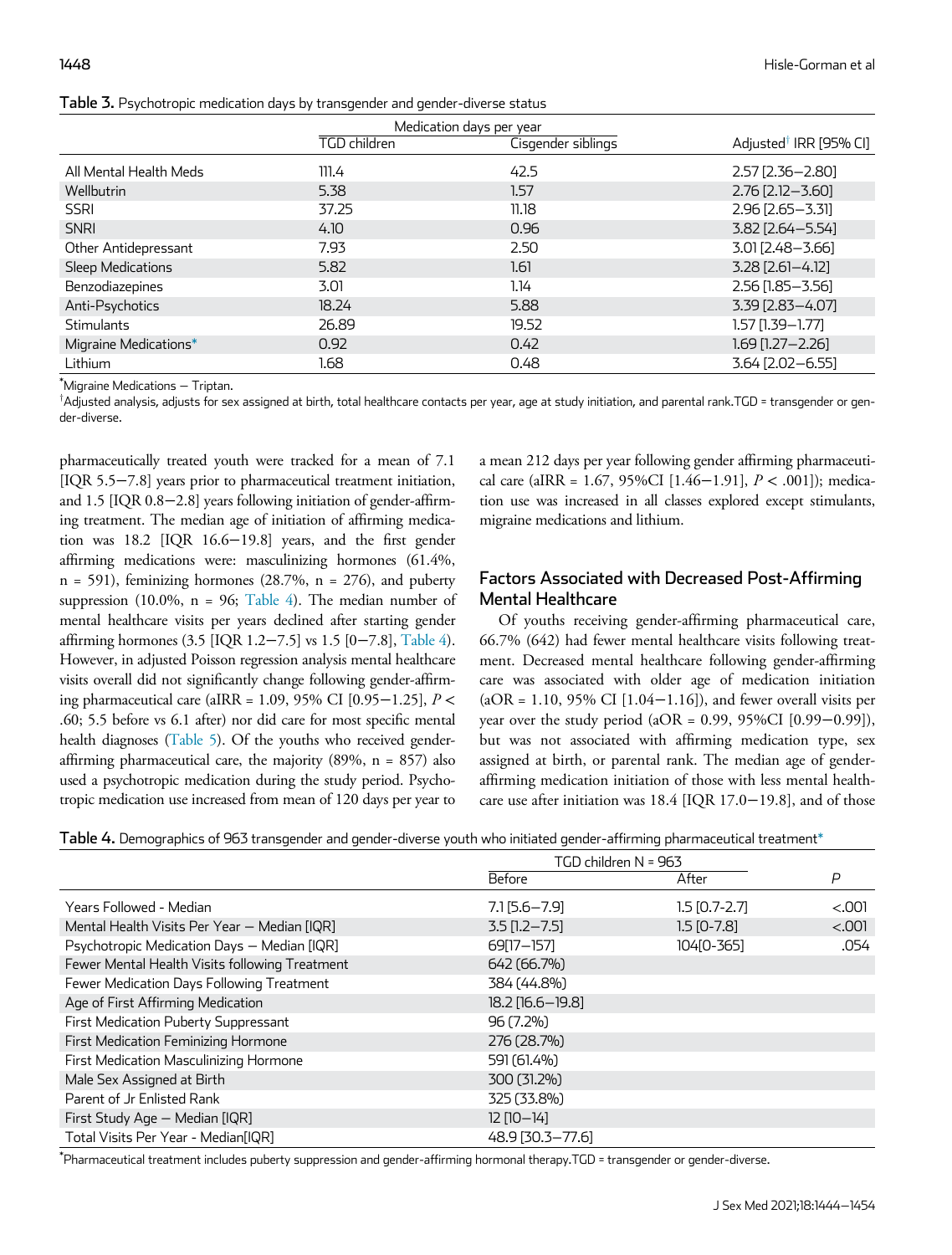**Table 3.** Psychotropic medication days by transgender and gender-diverse status

| | Medication days per year | | |
|---|---|---|---|
| | TGD children | Cisgender siblings | Adjusted[†] IRR [95% CI] |
| All Mental Health Meds | 111.4 | 42.5 | 2.57 [2.36−2.80] |
| Wellbutrin | 5.38 | 1.57 | 2.76 [2.12−3.60] |
| SSRI | 37.25 | 11.18 | 2.96 [2.65−3.31] |
| SNRI | 4.10 | 0.96 | 3.82 [2.64−5.54] |
| Other Antidepressant | 7.93 | 2.50 | 3.01 [2.48−3.66] |
| Sleep Medications | 5.82 | 1.61 | 3.28 [2.61−4.12] |
| Benzodiazepines | 3.01 | 1.14 | 2.56 [1.85−3.56] |
| Anti-Psychotics | 18.24 | 5.88 | 3.39 [2.83−4.07] |
| Stimulants | 26.89 | 19.52 | 1.57 [1.39−1.77] |
| Migraine Medications* | 0.92 | 0.42 | 1.69 [1.27−2.26] |
| Lithium | 1.68 | 0.48 | 3.64 [2.02−6.55] |

*Migraine Medications − Triptan.

†Adjusted analysis, adjusts for sex assigned at birth, total healthcare contacts per year, age at study initiation, and parental rank.TGD = transgender or gender-diverse.

pharmaceutically treated youth were tracked for a mean of 7.1 [IQR 5.5−7.8] years prior to pharmaceutical treatment initiation, and 1.5 [IQR 0.8−2.8] years following initiation of gender-affirming treatment. The median age of initiation of affirming medication was 18.2 [IQR 16.6−19.8] years, and the first gender affirming medications were: masculinizing hormones (61.4%, n = 591), feminizing hormones (28.7%, n = 276), and puberty suppression (10.0%, n = 96; Table 4). The median number of mental healthcare visits per years declined after starting gender affirming hormones (3.5 [IQR 1.2−7.5] vs 1.5 [0−7.8], Table 4). However, in adjusted Poisson regression analysis mental healthcare visits overall did not significantly change following gender-affirming pharmaceutical care (aIRR = 1.09, 95% CI [0.95−1.25], $P <$ .60; 5.5 before vs 6.1 after) nor did care for most specific mental health diagnoses (Table 5). Of the youths who received gender-affirming pharmaceutical care, the majority (89%, n = 857) also used a psychotropic medication during the study period. Psychotropic medication use increased from mean of 120 days per year to a mean 212 days per year following gender affirming pharmaceutical care (aIRR = 1.67, 95%CI [1.46−1.91], $P < .001$)); medication use was increased in all classes explored except stimulants, migraine medications and lithium.

## Factors Associated with Decreased Post-Affirming Mental Healthcare

Of youths receiving gender-affirming pharmaceutical care, 66.7% (642) had fewer mental healthcare visits following treatment. Decreased mental healthcare following gender-affirming care was associated with older age of medication initiation (aOR = 1.10, 95% CI [1.04−1.16]), and fewer overall visits per year over the study period (aOR = 0.99, 95%CI [0.99−0.99]), but was not associated with affirming medication type, sex assigned at birth, or parental rank. The median age of gender-affirming medication initiation of those with less mental healthcare use after initiation was 18.4 [IQR 17.0−19.8], and of those

**Table 4.** Demographics of 963 transgender and gender-diverse youth who initiated gender-affirming pharmaceutical treatment*

| | TGD children N = 963 | | |
|---|---|---|---|
| | Before | After | P |
| Years Followed - Median | 7.1 [5.6−7.9] | 1.5 [0.7-2.7] | <.001 |
| Mental Health Visits Per Year − Median [IQR] | 3.5 [1.2−7.5] | 1.5 [0-7.8] | <.001 |
| Psychotropic Medication Days − Median [IQR] | 69[17−157] | 104[0-365] | .054 |
| Fewer Mental Health Visits following Treatment | 642 (66.7%) | | |
| Fewer Medication Days Following Treatment | 384 (44.8%) | | |
| Age of First Affirming Medication | 18.2 [16.6−19.8] | | |
| First Medication Puberty Suppressant | 96 (7.2%) | | |
| First Medication Feminizing Hormone | 276 (28.7%) | | |
| First Medication Masculinizing Hormone | 591 (61.4%) | | |
| Male Sex Assigned at Birth | 300 (31.2%) | | |
| Parent of Jr Enlisted Rank | 325 (33.8%) | | |
| First Study Age − Median [IQR] | 12 [10−14] | | |
| Total Visits Per Year - Median[IQR] | 48.9 [30.3−77.6] | | |

*Pharmaceutical treatment includes puberty suppression and gender-affirming hormonal therapy.TGD = transgender or gender-diverse.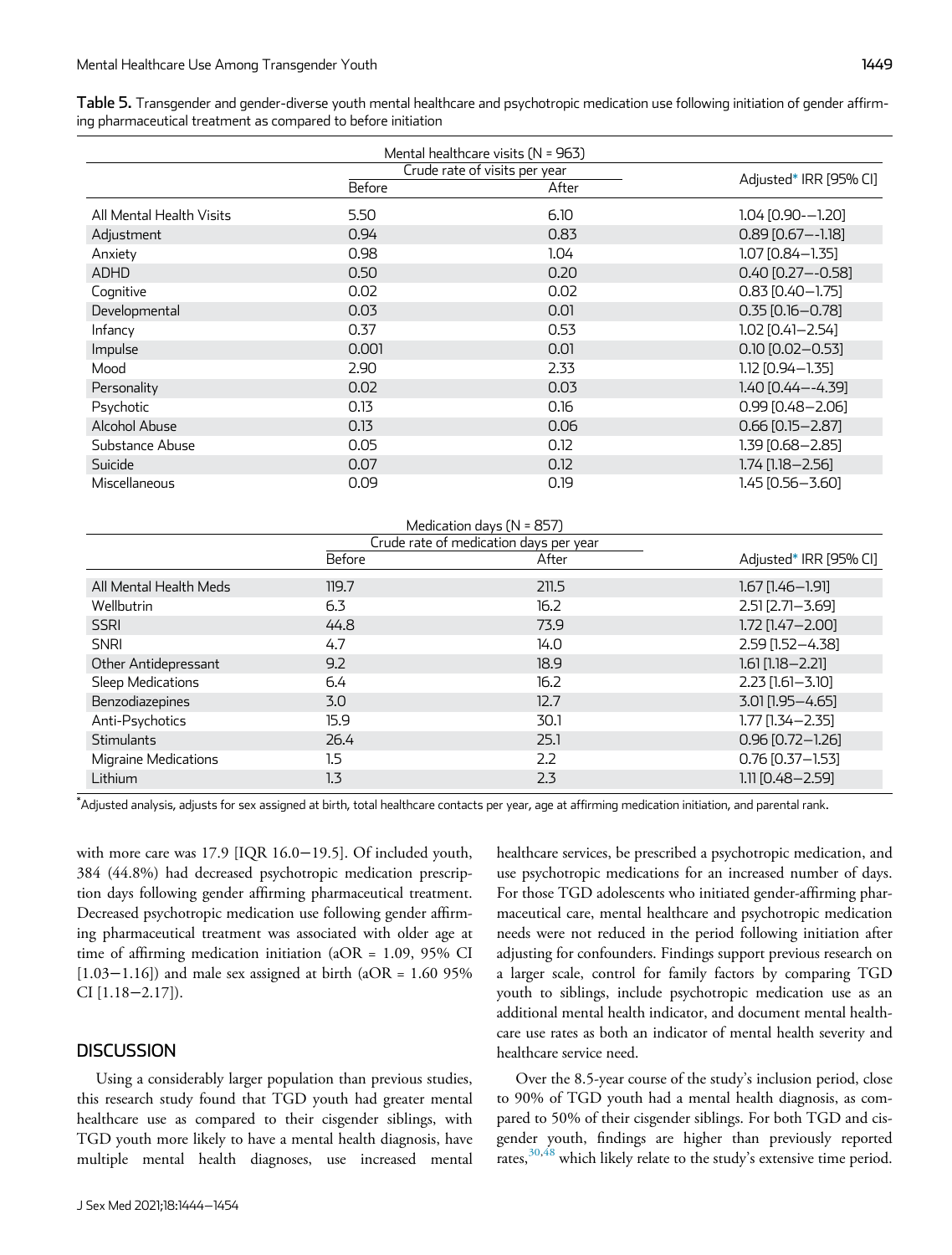**Table 5.** Transgender and gender-diverse youth mental healthcare and psychotropic medication use following initiation of gender affirming pharmaceutical treatment as compared to before initiation

| Mental healthcare visits (N = 963) | | | |
|---|---|---|---|
| | Crude rate of visits per year | | Adjusted* IRR [95% CI] |
| | Before | After | |
| All Mental Health Visits | 5.50 | 6.10 | 1.04 [0.90−−1.20] |
| Adjustment | 0.94 | 0.83 | 0.89 [0.67−-1.18] |
| Anxiety | 0.98 | 1.04 | 1.07 [0.84−1.35] |
| ADHD | 0.50 | 0.20 | 0.40 [0.27−-0.58] |
| Cognitive | 0.02 | 0.02 | 0.83 [0.40−1.75] |
| Developmental | 0.03 | 0.01 | 0.35 [0.16−0.78] |
| Infancy | 0.37 | 0.53 | 1.02 [0.41−2.54] |
| Impulse | 0.001 | 0.01 | 0.10 [0.02−0.53] |
| Mood | 2.90 | 2.33 | 1.12 [0.94−1.35] |
| Personality | 0.02 | 0.03 | 1.40 [0.44−-4.39] |
| Psychotic | 0.13 | 0.16 | 0.99 [0.48−2.06] |
| Alcohol Abuse | 0.13 | 0.06 | 0.66 [0.15−2.87] |
| Substance Abuse | 0.05 | 0.12 | 1.39 [0.68−2.85] |
| Suicide | 0.07 | 0.12 | 1.74 [1.18−2.56] |
| Miscellaneous | 0.09 | 0.19 | 1.45 [0.56−3.60] |

| Medication days (N = 857) | | | |
|---|---|---|---|
| | Crude rate of medication days per year | | Adjusted* IRR [95% CI] |
| | Before | After | |
| All Mental Health Meds | 119.7 | 211.5 | 1.67 [1.46−1.91] |
| Wellbutrin | 6.3 | 16.2 | 2.51 [2.71−3.69] |
| SSRI | 44.8 | 73.9 | 1.72 [1.47−2.00] |
| SNRI | 4.7 | 14.0 | 2.59 [1.52−4.38] |
| Other Antidepressant | 9.2 | 18.9 | 1.61 [1.18−2.21] |
| Sleep Medications | 6.4 | 16.2 | 2.23 [1.61−3.10] |
| Benzodiazepines | 3.0 | 12.7 | 3.01 [1.95−4.65] |
| Anti-Psychotics | 15.9 | 30.1 | 1.77 [1.34−2.35] |
| Stimulants | 26.4 | 25.1 | 0.96 [0.72−1.26] |
| Migraine Medications | 1.5 | 2.2 | 0.76 [0.37−1.53] |
| Lithium | 1.3 | 2.3 | 1.11 [0.48−2.59] |

*Adjusted analysis, adjusts for sex assigned at birth, total healthcare contacts per year, age at affirming medication initiation, and parental rank.

with more care was 17.9 [IQR 16.0−19.5]. Of included youth, 384 (44.8%) had decreased psychotropic medication prescription days following gender affirming pharmaceutical treatment. Decreased psychotropic medication use following gender affirming pharmaceutical treatment was associated with older age at time of affirming medication initiation (aOR = 1.09, 95% CI [1.03−1.16]) and male sex assigned at birth (aOR = 1.60 95% CI [1.18−2.17]).

## DISCUSSION

Using a considerably larger population than previous studies, this research study found that TGD youth had greater mental healthcare use as compared to their cisgender siblings, with TGD youth more likely to have a mental health diagnosis, have multiple mental health diagnoses, use increased mental healthcare services, be prescribed a psychotropic medication, and use psychotropic medications for an increased number of days. For those TGD adolescents who initiated gender-affirming pharmaceutical care, mental healthcare and psychotropic medication needs were not reduced in the period following initiation after adjusting for confounders. Findings support previous research on a larger scale, control for family factors by comparing TGD youth to siblings, include psychotropic medication use as an additional mental health indicator, and document mental healthcare use rates as both an indicator of mental health severity and healthcare service need.

Over the 8.5-year course of the study's inclusion period, close to 90% of TGD youth had a mental health diagnosis, as compared to 50% of their cisgender siblings. For both TGD and cisgender youth, findings are higher than previously reported rates,[30,48] which likely relate to the study's extensive time period.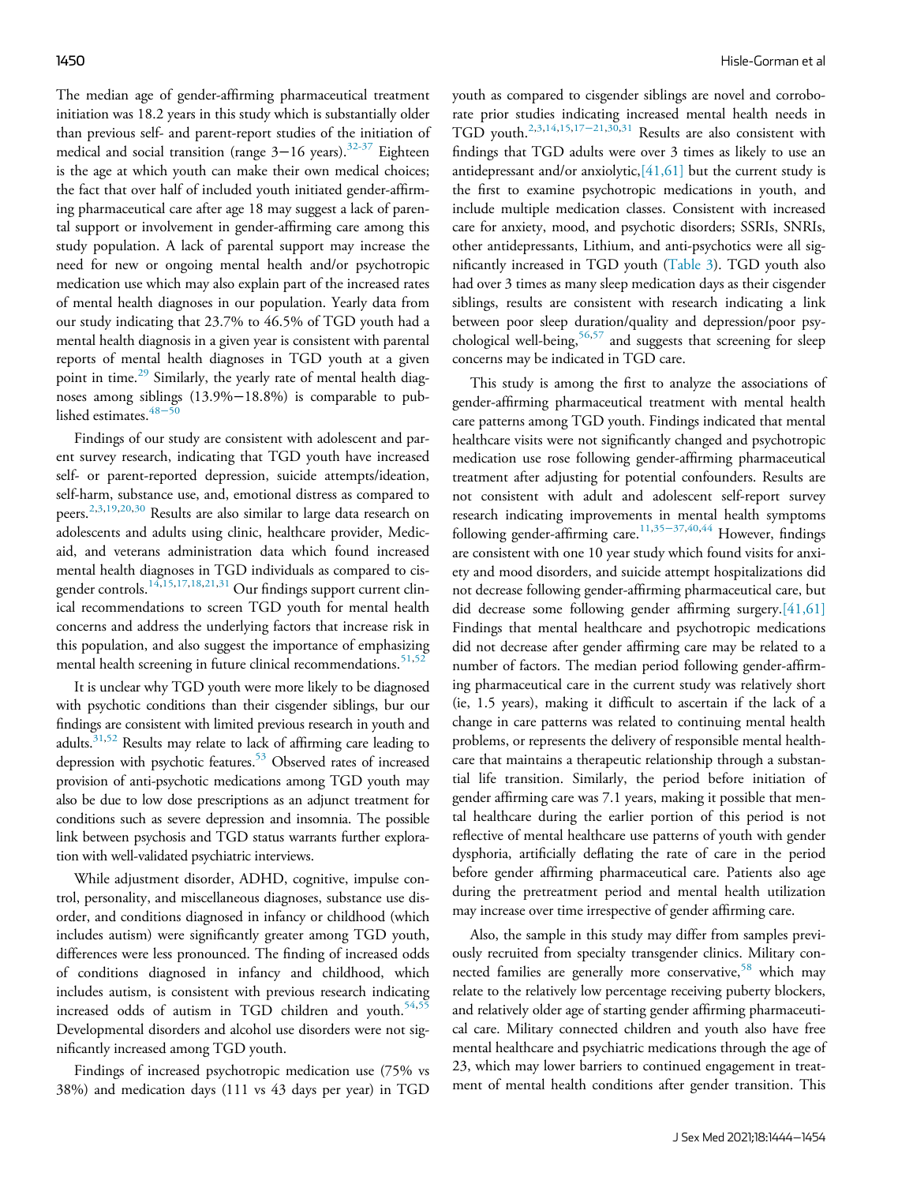The median age of gender-affirming pharmaceutical treatment initiation was 18.2 years in this study which is substantially older than previous self- and parent-report studies of the initiation of medical and social transition (range 3−16 years).[32-37] Eighteen is the age at which youth can make their own medical choices; the fact that over half of included youth initiated gender-affirming pharmaceutical care after age 18 may suggest a lack of parental support or involvement in gender-affirming care among this study population. A lack of parental support may increase the need for new or ongoing mental health and/or psychotropic medication use which may also explain part of the increased rates of mental health diagnoses in our population. Yearly data from our study indicating that 23.7% to 46.5% of TGD youth had a mental health diagnosis in a given year is consistent with parental reports of mental health diagnoses in TGD youth at a given point in time.[29] Similarly, the yearly rate of mental health diagnoses among siblings (13.9%−18.8%) is comparable to published estimates.[48−50]

Findings of our study are consistent with adolescent and parent survey research, indicating that TGD youth have increased self- or parent-reported depression, suicide attempts/ideation, self-harm, substance use, and, emotional distress as compared to peers.[2,3,19,20,30] Results are also similar to large data research on adolescents and adults using clinic, healthcare provider, Medicaid, and veterans administration data which found increased mental health diagnoses in TGD individuals as compared to cisgender controls.[14,15,17,18,21,31] Our findings support current clinical recommendations to screen TGD youth for mental health concerns and address the underlying factors that increase risk in this population, and also suggest the importance of emphasizing mental health screening in future clinical recommendations.[51,52]

It is unclear why TGD youth were more likely to be diagnosed with psychotic conditions than their cisgender siblings, bur our findings are consistent with limited previous research in youth and adults.[31,52] Results may relate to lack of affirming care leading to depression with psychotic features.[53] Observed rates of increased provision of anti-psychotic medications among TGD youth may also be due to low dose prescriptions as an adjunct treatment for conditions such as severe depression and insomnia. The possible link between psychosis and TGD status warrants further exploration with well-validated psychiatric interviews.

While adjustment disorder, ADHD, cognitive, impulse control, personality, and miscellaneous diagnoses, substance use disorder, and conditions diagnosed in infancy or childhood (which includes autism) were significantly greater among TGD youth, differences were less pronounced. The finding of increased odds of conditions diagnosed in infancy and childhood, which includes autism, is consistent with previous research indicating increased odds of autism in TGD children and youth.[54,55] Developmental disorders and alcohol use disorders were not significantly increased among TGD youth.

Findings of increased psychotropic medication use (75% vs 38%) and medication days (111 vs 43 days per year) in TGD youth as compared to cisgender siblings are novel and corroborate prior studies indicating increased mental health needs in TGD youth.[2,3,14,15,17−21,30,31] Results are also consistent with findings that TGD adults were over 3 times as likely to use an antidepressant and/or anxiolytic,[41,61] but the current study is the first to examine psychotropic medications in youth, and include multiple medication classes. Consistent with increased care for anxiety, mood, and psychotic disorders; SSRIs, SNRIs, other antidepressants, Lithium, and anti-psychotics were all significantly increased in TGD youth (Table 3). TGD youth also had over 3 times as many sleep medication days as their cisgender siblings, results are consistent with research indicating a link between poor sleep duration/quality and depression/poor psychological well-being,[56,57] and suggests that screening for sleep concerns may be indicated in TGD care.

This study is among the first to analyze the associations of gender-affirming pharmaceutical treatment with mental health care patterns among TGD youth. Findings indicated that mental healthcare visits were not significantly changed and psychotropic medication use rose following gender-affirming pharmaceutical treatment after adjusting for potential confounders. Results are not consistent with adult and adolescent self-report survey research indicating improvements in mental health symptoms following gender-affirming care.[11,35−37,40,44] However, findings are consistent with one 10 year study which found visits for anxiety and mood disorders, and suicide attempt hospitalizations did not decrease following gender-affirming pharmaceutical care, but did decrease some following gender affirming surgery.[41,61] Findings that mental healthcare and psychotropic medications did not decrease after gender affirming care may be related to a number of factors. The median period following gender-affirming pharmaceutical care in the current study was relatively short (ie, 1.5 years), making it difficult to ascertain if the lack of a change in care patterns was related to continuing mental health problems, or represents the delivery of responsible mental healthcare that maintains a therapeutic relationship through a substantial life transition. Similarly, the period before initiation of gender affirming care was 7.1 years, making it possible that mental healthcare during the earlier portion of this period is not reflective of mental healthcare use patterns of youth with gender dysphoria, artificially deflating the rate of care in the period before gender affirming pharmaceutical care. Patients also age during the pretreatment period and mental health utilization may increase over time irrespective of gender affirming care.

Also, the sample in this study may differ from samples previously recruited from specialty transgender clinics. Military connected families are generally more conservative,[58] which may relate to the relatively low percentage receiving puberty blockers, and relatively older age of starting gender affirming pharmaceutical care. Military connected children and youth also have free mental healthcare and psychiatric medications through the age of 23, which may lower barriers to continued engagement in treatment of mental health conditions after gender transition. This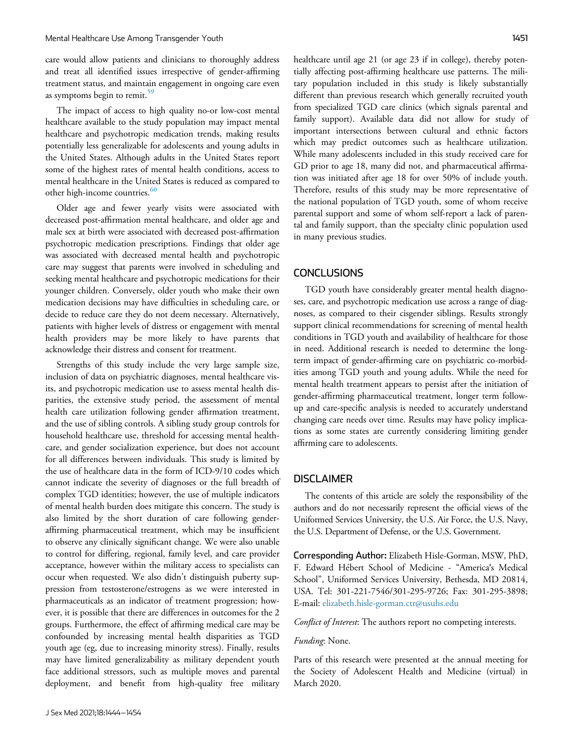care would allow patients and clinicians to thoroughly address and treat all identified issues irrespective of gender-affirming treatment status, and maintain engagement in ongoing care even as symptoms begin to remit.[59]

The impact of access to high quality no-or low-cost mental healthcare available to the study population may impact mental healthcare and psychotropic medication trends, making results potentially less generalizable for adolescents and young adults in the United States. Although adults in the United States report some of the highest rates of mental health conditions, access to mental healthcare in the United States is reduced as compared to other high-income countries.[60]

Older age and fewer yearly visits were associated with decreased post-affirmation mental healthcare, and older age and male sex at birth were associated with decreased post-affirmation psychotropic medication prescriptions. Findings that older age was associated with decreased mental health and psychotropic care may suggest that parents were involved in scheduling and seeking mental healthcare and psychotropic medications for their younger children. Conversely, older youth who make their own medication decisions may have difficulties in scheduling care, or decide to reduce care they do not deem necessary. Alternatively, patients with higher levels of distress or engagement with mental health providers may be more likely to have parents that acknowledge their distress and consent for treatment.

Strengths of this study include the very large sample size, inclusion of data on psychiatric diagnoses, mental healthcare visits, and psychotropic medication use to assess mental health disparities, the extensive study period, the assessment of mental health care utilization following gender affirmation treatment, and the use of sibling controls. A sibling study group controls for household healthcare use, threshold for accessing mental healthcare, and gender socialization experience, but does not account for all differences between individuals. This study is limited by the use of healthcare data in the form of ICD-9/10 codes which cannot indicate the severity of diagnoses or the full breadth of complex TGD identities; however, the use of multiple indicators of mental health burden does mitigate this concern. The study is also limited by the short duration of care following gender-affirming pharmaceutical treatment, which may be insufficient to observe any clinically significant change. We were also unable to control for differing, regional, family level, and care provider acceptance, however within the military access to specialists can occur when requested. We also didn't distinguish puberty suppression from testosterone/estrogens as we were interested in pharmaceuticals as an indicator of treatment progression; however, it is possible that there are differences in outcomes for the 2 groups. Furthermore, the effect of affirming medical care may be confounded by increasing mental health disparities as TGD youth age (eg, due to increasing minority stress). Finally, results may have limited generalizability as military dependent youth face additional stressors, such as multiple moves and parental deployment, and benefit from high-quality free military healthcare until age 21 (or age 23 if in college), thereby potentially affecting post-affirming healthcare use patterns. The military population included in this study is likely substantially different than previous research which generally recruited youth from specialized TGD care clinics (which signals parental and family support). Available data did not allow for study of important intersections between cultural and ethnic factors which may predict outcomes such as healthcare utilization. While many adolescents included in this study received care for GD prior to age 18, many did not, and pharmaceutical affirmation was initiated after age 18 for over 50% of include youth. Therefore, results of this study may be more representative of the national population of TGD youth, some of whom receive parental support and some of whom self-report a lack of parental and family support, than the specialty clinic population used in many previous studies.

## CONCLUSIONS

TGD youth have considerably greater mental health diagnoses, care, and psychotropic medication use across a range of diagnoses, as compared to their cisgender siblings. Results strongly support clinical recommendations for screening of mental health conditions in TGD youth and availability of healthcare for those in need. Additional research is needed to determine the long-term impact of gender-affirming care on psychiatric co-morbidities among TGD youth and young adults. While the need for mental health treatment appears to persist after the initiation of gender-affirming pharmaceutical treatment, longer term follow-up and care-specific analysis is needed to accurately understand changing care needs over time. Results may have policy implications as some states are currently considering limiting gender affirming care to adolescents.

## DISCLAIMER

The contents of this article are solely the responsibility of the authors and do not necessarily represent the official views of the Uniformed Services University, the U.S. Air Force, the U.S. Navy, the U.S. Department of Defense, or the U.S. Government.

**Corresponding Author:** Elizabeth Hisle-Gorman, MSW, PhD, F. Edward Hébert School of Medicine - "America's Medical School", Uniformed Services University, Bethesda, MD 20814, USA. Tel: 301-221-7546/301-295-9726; Fax: 301-295-3898; E-mail: elizabeth.hisle-gorman.ctr@usuhs.edu

*Conflict of Interest*: The authors report no competing interests.

*Funding*: None.

Parts of this research were presented at the annual meeting for the Society of Adolescent Health and Medicine (virtual) in March 2020.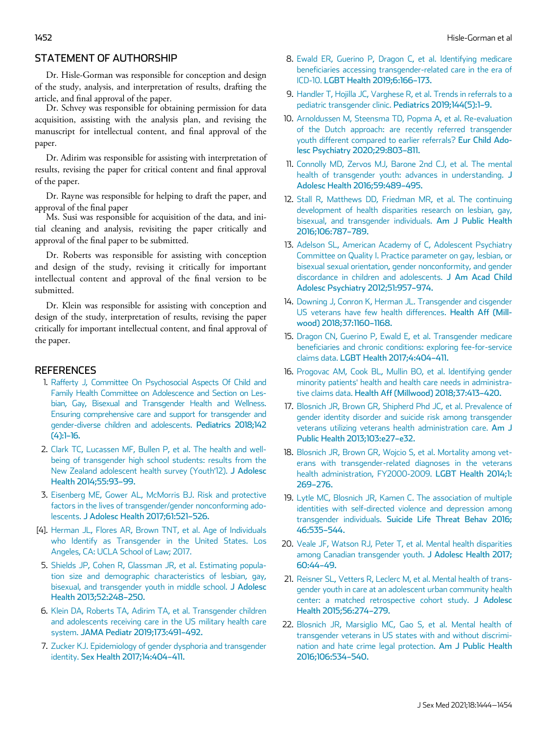## STATEMENT OF AUTHORSHIP

Dr. Hisle-Gorman was responsible for conception and design of the study, analysis, and interpretation of results, drafting the article, and final approval of the paper.

Dr. Schvey was responsible for obtaining permission for data acquisition, assisting with the analysis plan, and revising the manuscript for intellectual content, and final approval of the paper.

Dr. Adirim was responsible for assisting with interpretation of results, revising the paper for critical content and final approval of the paper.

Dr. Rayne was responsible for helping to draft the paper, and approval of the final paper

Ms. Susi was responsible for acquisition of the data, and initial cleaning and analysis, revisiting the paper critically and approval of the final paper to be submitted.

Dr. Roberts was responsible for assisting with conception and design of the study, revising it critically for important intellectual content and approval of the final version to be submitted.

Dr. Klein was responsible for assisting with conception and design of the study, interpretation of results, revising the paper critically for important intellectual content, and final approval of the paper.

## REFERENCES

1. Rafferty J, Committee On Psychosocial Aspects Of Child and Family Health Committee on Adolescence and Section on Lesbian, Gay, Bisexual and Transgender Health and Wellness. Ensuring comprehensive care and support for transgender and gender-diverse children and adolescents. Pediatrics 2018;142(4):1–16.
2. Clark TC, Lucassen MF, Bullen P, et al. The health and well-being of transgender high school students: results from the New Zealand adolescent health survey (Youth'12). J Adolesc Health 2014;55:93–99.
3. Eisenberg ME, Gower AL, McMorris BJ. Risk and protective factors in the lives of transgender/gender nonconforming adolescents. J Adolesc Health 2017;61:521–526.

[4]. Herman JL, Flores AR, Brown TNT, et al. Age of Individuals who Identify as Transgender in the United States. Los Angeles, CA: UCLA School of Law; 2017.

5. Shields JP, Cohen R, Glassman JR, et al. Estimating population size and demographic characteristics of lesbian, gay, bisexual, and transgender youth in middle school. J Adolesc Health 2013;52:248–250.
6. Klein DA, Roberts TA, Adirim TA, et al. Transgender children and adolescents receiving care in the US military health care system. JAMA Pediatr 2019;173:491–492.
7. Zucker KJ. Epidemiology of gender dysphoria and transgender identity. Sex Health 2017;14:404–411.
8. Ewald ER, Guerino P, Dragon C, et al. Identifying medicare beneficiaries accessing transgender-related care in the era of ICD-10. LGBT Health 2019;6:166–173.
9. Handler T, Hojilla JC, Varghese R, et al. Trends in referrals to a pediatric transgender clinic. Pediatrics 2019;144(5):1–9.
10. Arnoldussen M, Steensma TD, Popma A, et al. Re-evaluation of the Dutch approach: are recently referred transgender youth different compared to earlier referrals? Eur Child Adolesc Psychiatry 2020;29:803–811.
11. Connolly MD, Zervos MJ, Barone 2nd CJ, et al. The mental health of transgender youth: advances in understanding. J Adolesc Health 2016;59:489–495.
12. Stall R, Matthews DD, Friedman MR, et al. The continuing development of health disparities research on lesbian, gay, bisexual, and transgender individuals. Am J Public Health 2016;106:787–789.
13. Adelson SL, American Academy of C, Adolescent Psychiatry Committee on Quality I. Practice parameter on gay, lesbian, or bisexual sexual orientation, gender nonconformity, and gender discordance in children and adolescents. J Am Acad Child Adolesc Psychiatry 2012;51:957–974.
14. Downing J, Conron K, Herman JL. Transgender and cisgender US veterans have few health differences. Health Aff (Millwood) 2018;37:1160–1168.
15. Dragon CN, Guerino P, Ewald E, et al. Transgender medicare beneficiaries and chronic conditions: exploring fee-for-service claims data. LGBT Health 2017;4:404–411.
16. Progovac AM, Cook BL, Mullin BO, et al. Identifying gender minority patients' health and health care needs in administrative claims data. Health Aff (Millwood) 2018;37:413–420.
17. Blosnich JR, Brown GR, Shipherd Phd JC, et al. Prevalence of gender identity disorder and suicide risk among transgender veterans utilizing veterans health administration care. Am J Public Health 2013;103:e27–e32.
18. Blosnich JR, Brown GR, Wojcio S, et al. Mortality among veterans with transgender-related diagnoses in the veterans health administration, FY2000-2009. LGBT Health 2014;1:269–276.
19. Lytle MC, Blosnich JR, Kamen C. The association of multiple identities with self-directed violence and depression among transgender individuals. Suicide Life Threat Behav 2016;46:535–544.
20. Veale JF, Watson RJ, Peter T, et al. Mental health disparities among Canadian transgender youth. J Adolesc Health 2017;60:44–49.
21. Reisner SL, Vetters R, Leclerc M, et al. Mental health of transgender youth in care at an adolescent urban community health center: a matched retrospective cohort study. J Adolesc Health 2015;56:274–279.
22. Blosnich JR, Marsiglio MC, Gao S, et al. Mental health of transgender veterans in US states with and without discrimination and hate crime legal protection. Am J Public Health 2016;106:534–540.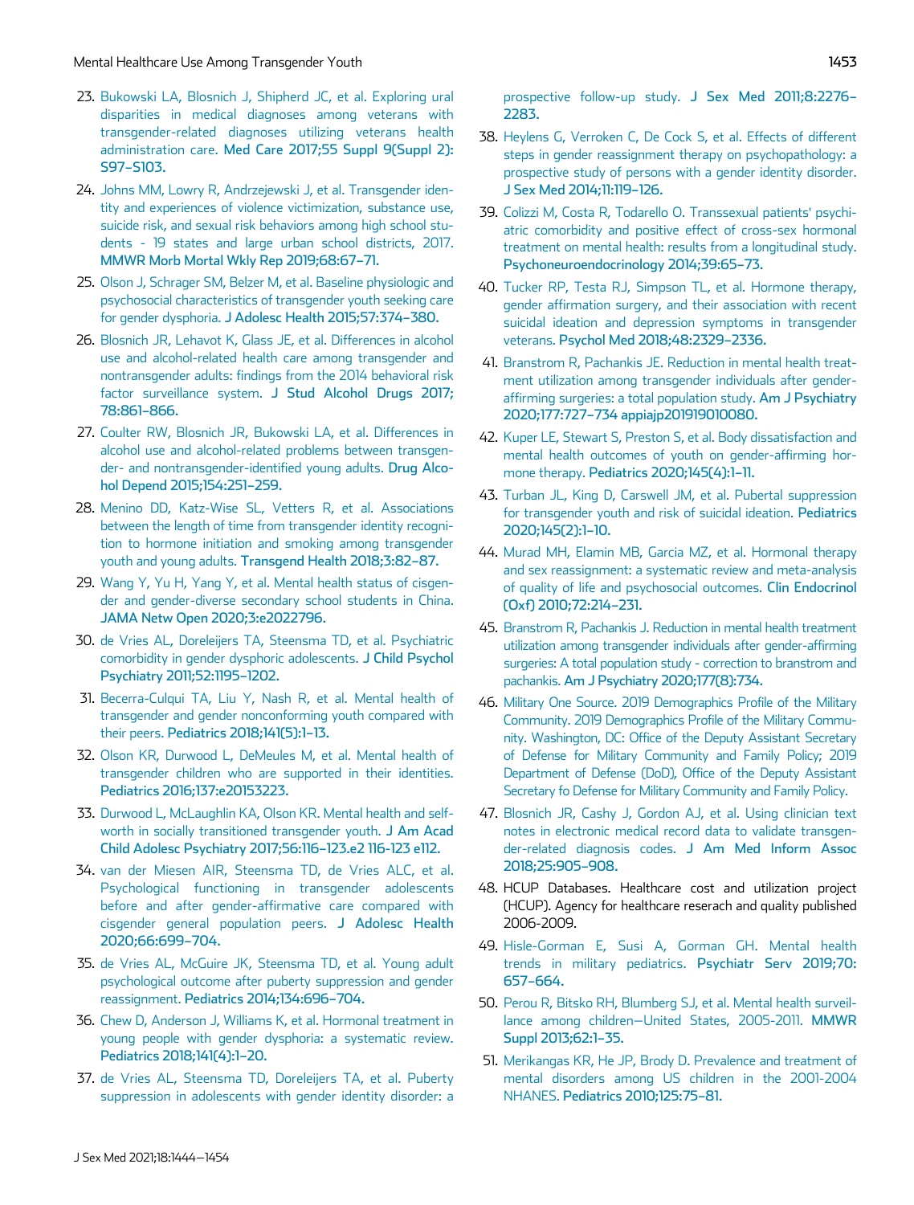23. Bukowski LA, Blosnich J, Shipherd JC, et al. Exploring rural disparities in medical diagnoses among veterans with transgender-related diagnoses utilizing veterans health administration care. Med Care 2017;55 Suppl 9(Suppl 2): S97–S103.
24. Johns MM, Lowry R, Andrzejewski J, et al. Transgender identity and experiences of violence victimization, substance use, suicide risk, and sexual risk behaviors among high school students - 19 states and large urban school districts, 2017. MMWR Morb Mortal Wkly Rep 2019;68:67–71.
25. Olson J, Schrager SM, Belzer M, et al. Baseline physiologic and psychosocial characteristics of transgender youth seeking care for gender dysphoria. J Adolesc Health 2015;57:374–380.
26. Blosnich JR, Lehavot K, Glass JE, et al. Differences in alcohol use and alcohol-related health care among transgender and nontransgender adults: findings from the 2014 behavioral risk factor surveillance system. J Stud Alcohol Drugs 2017; 78:861–866.
27. Coulter RW, Blosnich JR, Bukowski LA, et al. Differences in alcohol use and alcohol-related problems between transgender- and nontransgender-identified young adults. Drug Alcohol Depend 2015;154:251–259.
28. Menino DD, Katz-Wise SL, Vetters R, et al. Associations between the length of time from transgender identity recognition to hormone initiation and smoking among transgender youth and young adults. Transgend Health 2018;3:82–87.
29. Wang Y, Yu H, Yang Y, et al. Mental health status of cisgender and gender-diverse secondary school students in China. JAMA Netw Open 2020;3:e2022796.
30. de Vries AL, Doreleijers TA, Steensma TD, et al. Psychiatric comorbidity in gender dysphoric adolescents. J Child Psychol Psychiatry 2011;52:1195–1202.
31. Becerra-Culqui TA, Liu Y, Nash R, et al. Mental health of transgender and gender nonconforming youth compared with their peers. Pediatrics 2018;141(5):1–13.
32. Olson KR, Durwood L, DeMeules M, et al. Mental health of transgender children who are supported in their identities. Pediatrics 2016;137:e20153223.
33. Durwood L, McLaughlin KA, Olson KR. Mental health and self-worth in socially transitioned transgender youth. J Am Acad Child Adolesc Psychiatry 2017;56:116–123.e2 116-123 e112.
34. van der Miesen AIR, Steensma TD, de Vries ALC, et al. Psychological functioning in transgender adolescents before and after gender-affirmative care compared with cisgender general population peers. J Adolesc Health 2020;66:699–704.
35. de Vries AL, McGuire JK, Steensma TD, et al. Young adult psychological outcome after puberty suppression and gender reassignment. Pediatrics 2014;134:696–704.
36. Chew D, Anderson J, Williams K, et al. Hormonal treatment in young people with gender dysphoria: a systematic review. Pediatrics 2018;141(4):1–20.
37. de Vries AL, Steensma TD, Doreleijers TA, et al. Puberty suppression in adolescents with gender identity disorder: a prospective follow-up study. J Sex Med 2011;8:2276–2283.
38. Heylens G, Verroken C, De Cock S, et al. Effects of different steps in gender reassignment therapy on psychopathology: a prospective study of persons with a gender identity disorder. J Sex Med 2014;11:119–126.
39. Colizzi M, Costa R, Todarello O. Transsexual patients' psychiatric comorbidity and positive effect of cross-sex hormonal treatment on mental health: results from a longitudinal study. Psychoneuroendocrinology 2014;39:65–73.
40. Tucker RP, Testa RJ, Simpson TL, et al. Hormone therapy, gender affirmation surgery, and their association with recent suicidal ideation and depression symptoms in transgender veterans. Psychol Med 2018;48:2329–2336.
41. Branstrom R, Pachankis JE. Reduction in mental health treatment utilization among transgender individuals after gender-affirming surgeries: a total population study. Am J Psychiatry 2020;177:727–734 appiajp201919010080.
42. Kuper LE, Stewart S, Preston S, et al. Body dissatisfaction and mental health outcomes of youth on gender-affirming hormone therapy. Pediatrics 2020;145(4):1–11.
43. Turban JL, King D, Carswell JM, et al. Pubertal suppression for transgender youth and risk of suicidal ideation. Pediatrics 2020;145(2):1–10.
44. Murad MH, Elamin MB, Garcia MZ, et al. Hormonal therapy and sex reassignment: a systematic review and meta-analysis of quality of life and psychosocial outcomes. Clin Endocrinol (Oxf) 2010;72:214–231.
45. Branstrom R, Pachankis J. Reduction in mental health treatment utilization among transgender individuals after gender-affirming surgeries: A total population study - correction to branstrom and pachankis. Am J Psychiatry 2020;177(8):734.
46. Military One Source. 2019 Demographics Profile of the Military Community. 2019 Demographics Profile of the Military Community. Washington, DC: Office of the Deputy Assistant Secretary of Defense for Military Community and Family Policy; 2019 Department of Defense (DoD), Office of the Deputy Assistant Secretary fo Defense for Military Community and Family Policy.
47. Blosnich JR, Cashy J, Gordon AJ, et al. Using clinician text notes in electronic medical record data to validate transgender-related diagnosis codes. J Am Med Inform Assoc 2018;25:905–908.
48. HCUP Databases. Healthcare cost and utilization project (HCUP). Agency for healthcare reserach and quality published 2006-2009.
49. Hisle-Gorman E, Susi A, Gorman GH. Mental health trends in military pediatrics. Psychiatr Serv 2019;70: 657–664.
50. Perou R, Bitsko RH, Blumberg SJ, et al. Mental health surveillance among children—United States, 2005-2011. MMWR Suppl 2013;62:1–35.
51. Merikangas KR, He JP, Brody D. Prevalence and treatment of mental disorders among US children in the 2001-2004 NHANES. Pediatrics 2010;125:75–81.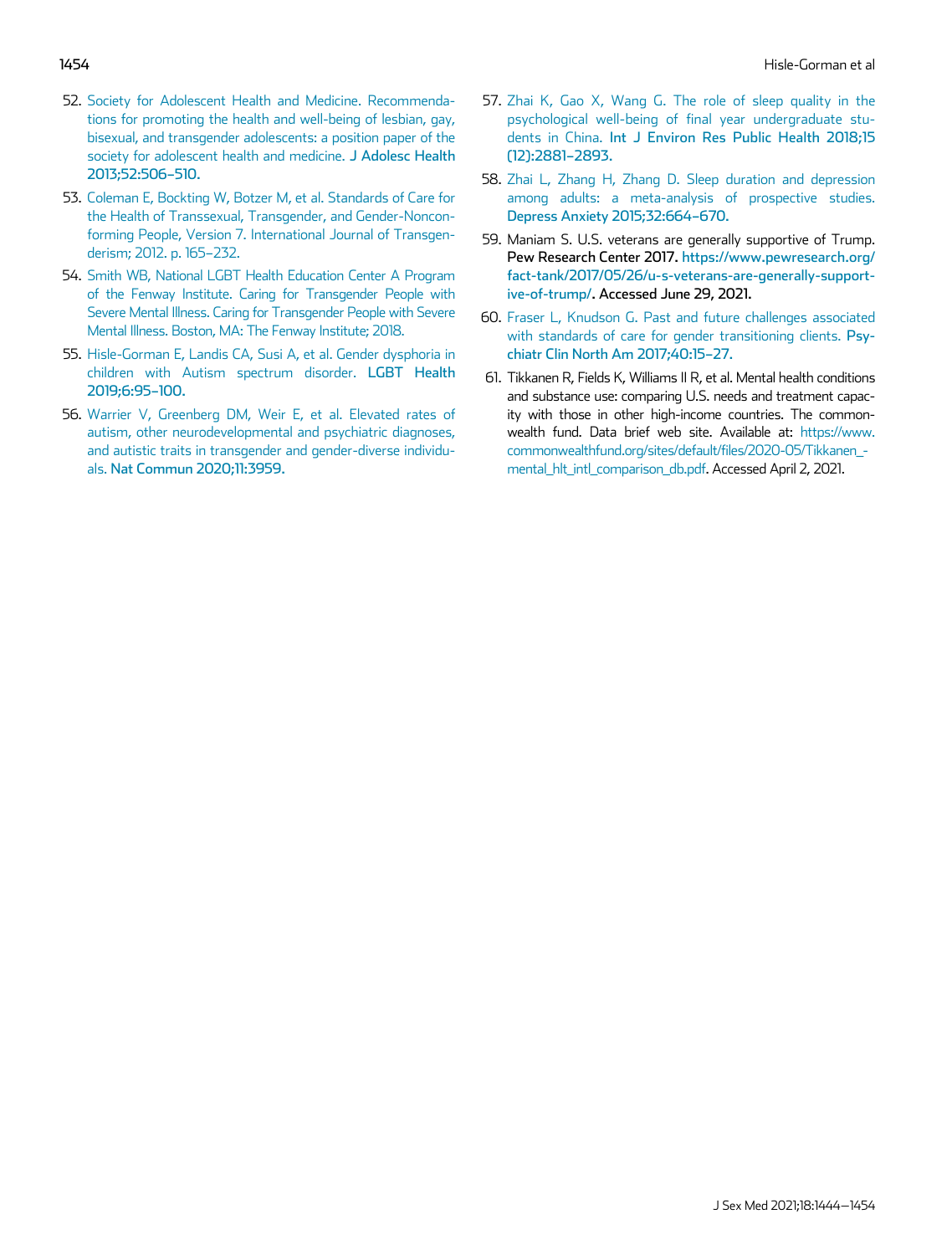52. Society for Adolescent Health and Medicine. Recommendations for promoting the health and well-being of lesbian, gay, bisexual, and transgender adolescents: a position paper of the society for adolescent health and medicine. J Adolesc Health 2013;52:506–510.
53. Coleman E, Bockting W, Botzer M, et al. Standards of Care for the Health of Transsexual, Transgender, and Gender-Nonconforming People, Version 7. International Journal of Transgenderism; 2012. p. 165–232.
54. Smith WB, National LGBT Health Education Center A Program of the Fenway Institute. Caring for Transgender People with Severe Mental Illness. Caring for Transgender People with Severe Mental Illness. Boston, MA: The Fenway Institute; 2018.
55. Hisle-Gorman E, Landis CA, Susi A, et al. Gender dysphoria in children with Autism spectrum disorder. LGBT Health 2019;6:95–100.
56. Warrier V, Greenberg DM, Weir E, et al. Elevated rates of autism, other neurodevelopmental and psychiatric diagnoses, and autistic traits in transgender and gender-diverse individuals. Nat Commun 2020;11:3959.
57. Zhai K, Gao X, Wang G. The role of sleep quality in the psychological well-being of final year undergraduate students in China. Int J Environ Res Public Health 2018;15 (12):2881–2893.
58. Zhai L, Zhang H, Zhang D. Sleep duration and depression among adults: a meta-analysis of prospective studies. Depress Anxiety 2015;32:664–670.
59. Maniam S. U.S. veterans are generally supportive of Trump. Pew Research Center 2017. https://www.pewresearch.org/fact-tank/2017/05/26/u-s-veterans-are-generally-supportive-of-trump/. Accessed June 29, 2021.
60. Fraser L, Knudson G. Past and future challenges associated with standards of care for gender transitioning clients. Psychiatr Clin North Am 2017;40:15–27.
61. Tikkanen R, Fields K, Williams II R, et al. Mental health conditions and substance use: comparing U.S. needs and treatment capacity with those in other high-income countries. The commonwealth fund. Data brief web site. Available at: https://www.commonwealthfund.org/sites/default/files/2020-05/Tikkanen_mental_hlt_intl_comparison_db.pdf. Accessed April 2, 2021.